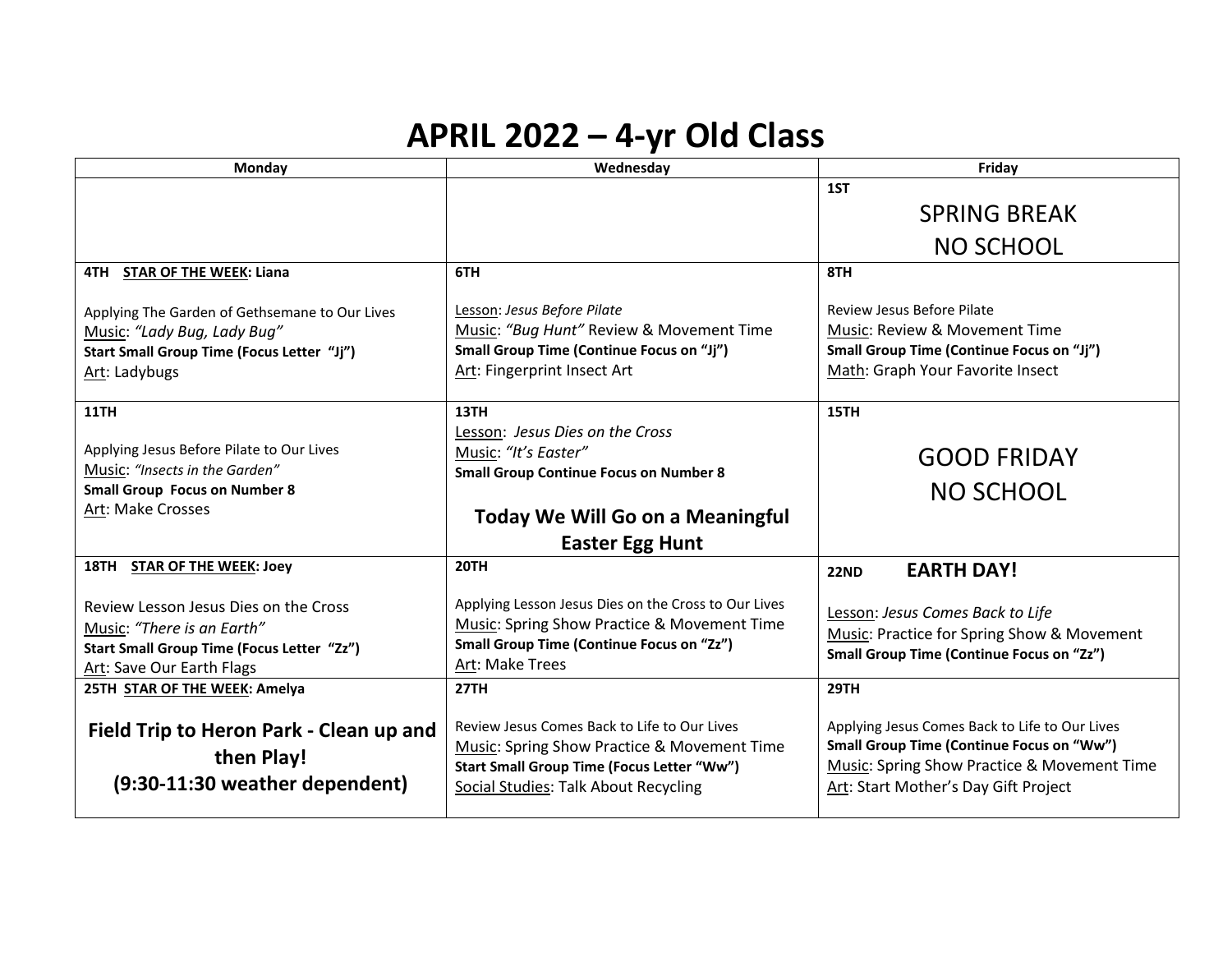# APRIL 2022 – 4-yr Old Class

| Monday | Wednesday | Friday |
|---|---|---|
| | | **1ST**<br>SPRING BREAK<br>NO SCHOOL |
| **4TH STAR OF THE WEEK: Liana**<br><br>Applying The Garden of Gethsemane to Our Lives<br>Music: *"Lady Bug, Lady Bug"*<br>**Start Small Group Time (Focus Letter "Jj")**<br>Art: Ladybugs | **6TH**<br><br>Lesson: *Jesus Before Pilate*<br>Music: *"Bug Hunt"* Review & Movement Time<br>**Small Group Time (Continue Focus on "Jj")**<br>Art: Fingerprint Insect Art | **8TH**<br><br>Review Jesus Before Pilate<br>Music: Review & Movement Time<br>**Small Group Time (Continue Focus on "Jj")**<br>Math: Graph Your Favorite Insect |
| **11TH**<br><br>Applying Jesus Before Pilate to Our Lives<br>Music: *"Insects in the Garden"*<br>**Small Group Focus on Number 8**<br>Art: Make Crosses | **13TH**<br>Lesson: *Jesus Dies on the Cross*<br>Music: *"It's Easter"*<br>**Small Group Continue Focus on Number 8**<br><br>**Today We Will Go on a Meaningful Easter Egg Hunt** | **15TH**<br><br>GOOD FRIDAY<br>NO SCHOOL |
| **18TH STAR OF THE WEEK: Joey**<br><br>Review Lesson Jesus Dies on the Cross<br>Music: *"There is an Earth"*<br>**Start Small Group Time (Focus Letter "Zz")**<br>Art: Save Our Earth Flags | **20TH**<br><br>Applying Lesson Jesus Dies on the Cross to Our Lives<br>Music: Spring Show Practice & Movement Time<br>**Small Group Time (Continue Focus on "Zz")**<br>Art: Make Trees | **22ND EARTH DAY!**<br><br>Lesson: *Jesus Comes Back to Life*<br>Music: Practice for Spring Show & Movement<br>**Small Group Time (Continue Focus on "Zz")** |
| **25TH STAR OF THE WEEK: Amelya**<br><br>**Field Trip to Heron Park - Clean up and then Play!**<br>**(9:30-11:30 weather dependent)** | **27TH**<br><br>Review Jesus Comes Back to Life to Our Lives<br>Music: Spring Show Practice & Movement Time<br>**Start Small Group Time (Focus Letter "Ww")**<br>Social Studies: Talk About Recycling | **29TH**<br><br>Applying Jesus Comes Back to Life to Our Lives<br>**Small Group Time (Continue Focus on "Ww")**<br>Music: Spring Show Practice & Movement Time<br>Art: Start Mother's Day Gift Project |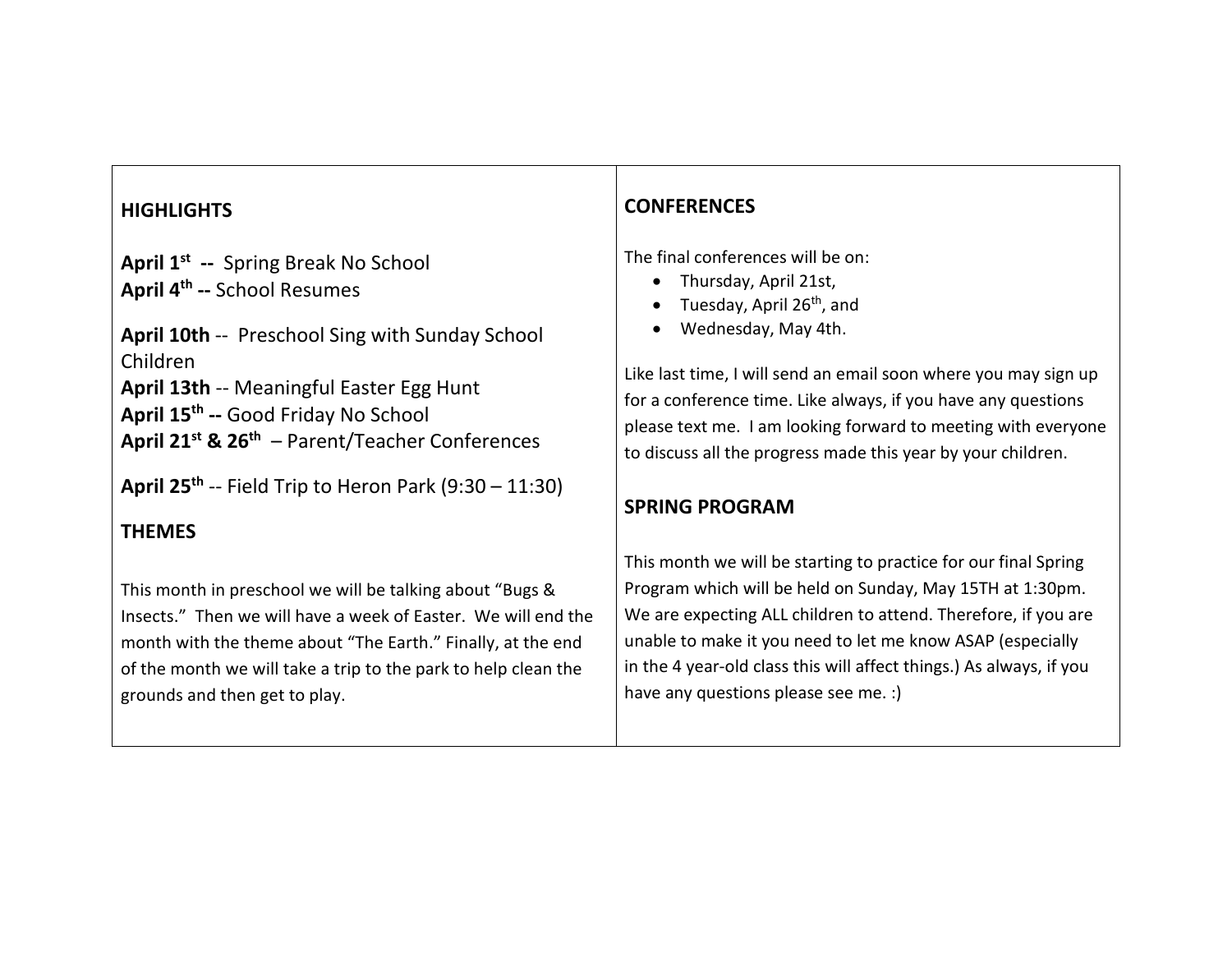## HIGHLIGHTS

**April 1st --** Spring Break No School
**April 4th --** School Resumes

**April 10th** -- Preschool Sing with Sunday School Children
**April 13th** -- Meaningful Easter Egg Hunt
**April 15th --** Good Friday No School
**April 21st & 26th** – Parent/Teacher Conferences

**April 25th** -- Field Trip to Heron Park (9:30 – 11:30)

## THEMES

This month in preschool we will be talking about "Bugs & Insects." Then we will have a week of Easter. We will end the month with the theme about "The Earth." Finally, at the end of the month we will take a trip to the park to help clean the grounds and then get to play.

## CONFERENCES

The final conferences will be on:

- Thursday, April 21st,
- Tuesday, April 26th, and
- Wednesday, May 4th.

Like last time, I will send an email soon where you may sign up for a conference time. Like always, if you have any questions please text me. I am looking forward to meeting with everyone to discuss all the progress made this year by your children.

## SPRING PROGRAM

This month we will be starting to practice for our final Spring Program which will be held on Sunday, May 15TH at 1:30pm. We are expecting ALL children to attend. Therefore, if you are unable to make it you need to let me know ASAP (especially in the 4 year-old class this will affect things.) As always, if you have any questions please see me. :)